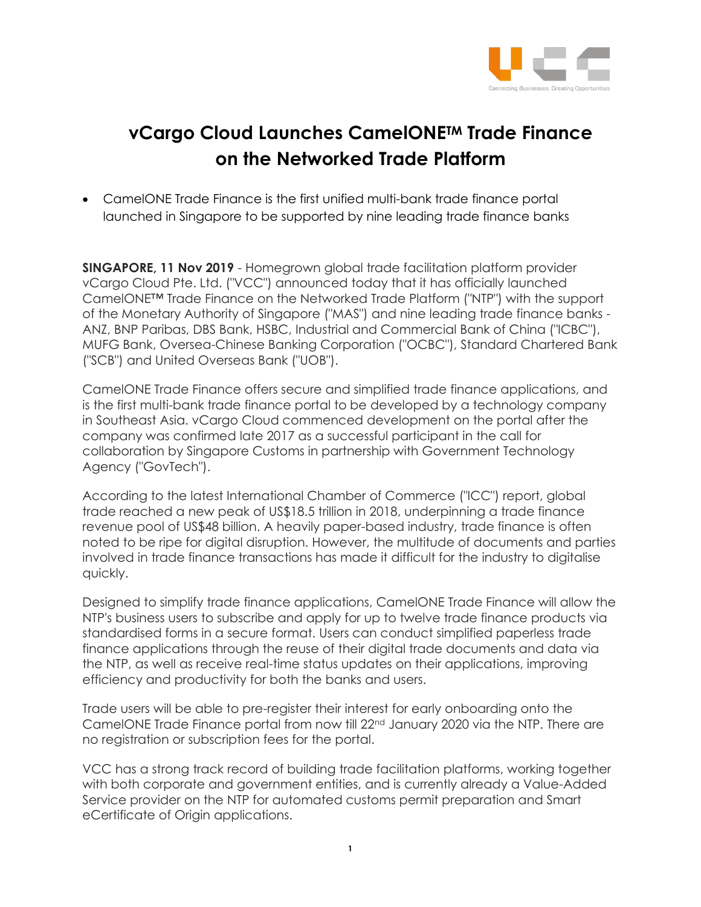# vCargo Cloud Launches CamelONE™ Trade Finance on the Networked Trade Platform

- CamelONE Trade Finance is the first unified multi-bank trade finance portal launched in Singapore to be supported by nine leading trade finance banks

**SINGAPORE, 11 Nov 2019** - Homegrown global trade facilitation platform provider vCargo Cloud Pte. Ltd. ("VCC") announced today that it has officially launched CamelONE™ Trade Finance on the Networked Trade Platform ("NTP") with the support of the Monetary Authority of Singapore ("MAS") and nine leading trade finance banks - ANZ, BNP Paribas, DBS Bank, HSBC, Industrial and Commercial Bank of China ("ICBC"), MUFG Bank, Oversea-Chinese Banking Corporation ("OCBC"), Standard Chartered Bank ("SCB") and United Overseas Bank ("UOB").

CamelONE Trade Finance offers secure and simplified trade finance applications, and is the first multi-bank trade finance portal to be developed by a technology company in Southeast Asia. vCargo Cloud commenced development on the portal after the company was confirmed late 2017 as a successful participant in the call for collaboration by Singapore Customs in partnership with Government Technology Agency ("GovTech").

According to the latest International Chamber of Commerce ("ICC") report, global trade reached a new peak of US$18.5 trillion in 2018, underpinning a trade finance revenue pool of US$48 billion. A heavily paper-based industry, trade finance is often noted to be ripe for digital disruption. However, the multitude of documents and parties involved in trade finance transactions has made it difficult for the industry to digitalise quickly.

Designed to simplify trade finance applications, CamelONE Trade Finance will allow the NTP's business users to subscribe and apply for up to twelve trade finance products via standardised forms in a secure format. Users can conduct simplified paperless trade finance applications through the reuse of their digital trade documents and data via the NTP, as well as receive real-time status updates on their applications, improving efficiency and productivity for both the banks and users.

Trade users will be able to pre-register their interest for early onboarding onto the CamelONE Trade Finance portal from now till 22nd January 2020 via the NTP. There are no registration or subscription fees for the portal.

VCC has a strong track record of building trade facilitation platforms, working together with both corporate and government entities, and is currently already a Value-Added Service provider on the NTP for automated customs permit preparation and Smart eCertificate of Origin applications.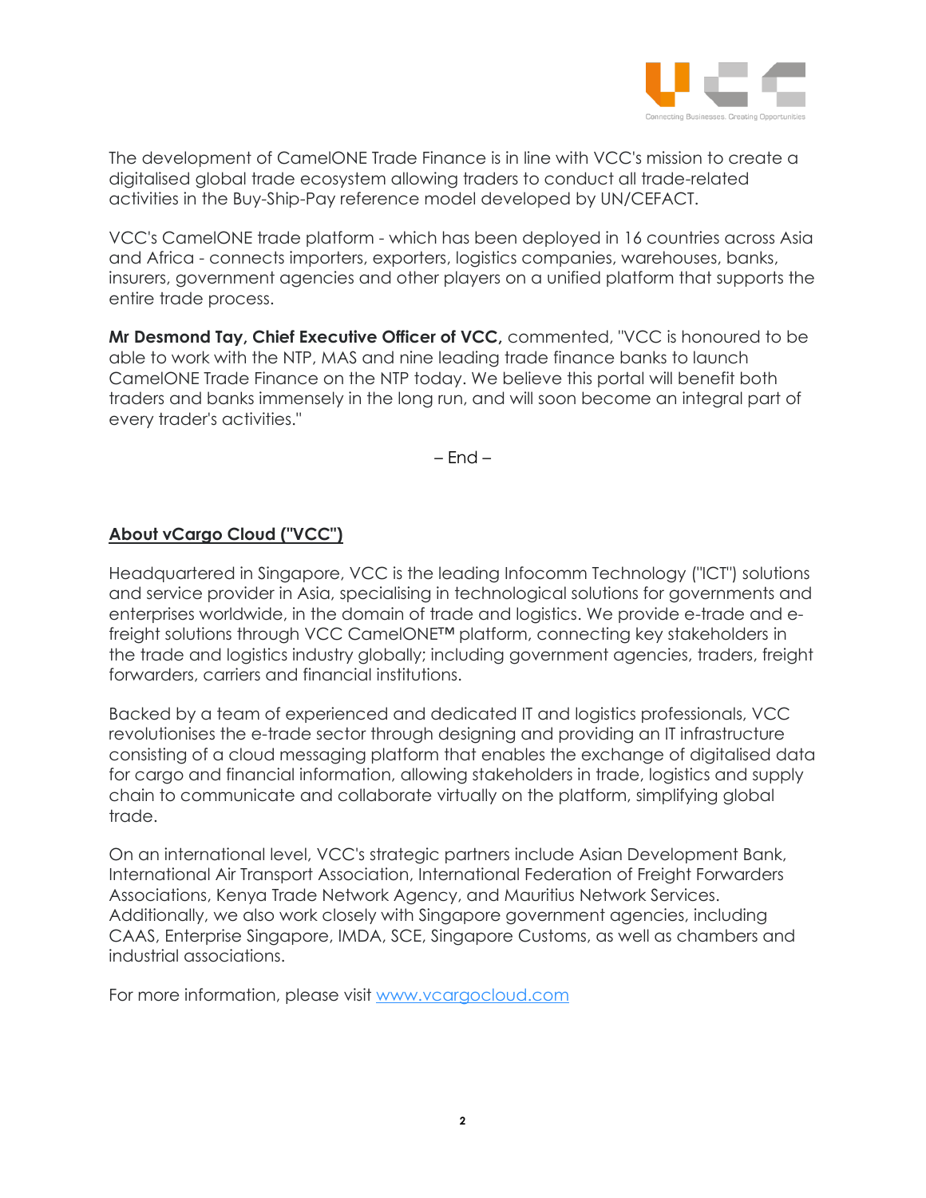The development of CamelONE Trade Finance is in line with VCC's mission to create a digitalised global trade ecosystem allowing traders to conduct all trade-related activities in the Buy-Ship-Pay reference model developed by UN/CEFACT.

VCC's CamelONE trade platform - which has been deployed in 16 countries across Asia and Africa - connects importers, exporters, logistics companies, warehouses, banks, insurers, government agencies and other players on a unified platform that supports the entire trade process.

**Mr Desmond Tay, Chief Executive Officer of VCC,** commented, "VCC is honoured to be able to work with the NTP, MAS and nine leading trade finance banks to launch CamelONE Trade Finance on the NTP today. We believe this portal will benefit both traders and banks immensely in the long run, and will soon become an integral part of every trader's activities."

– End –

**About vCargo Cloud ("VCC")**

Headquartered in Singapore, VCC is the leading Infocomm Technology ("ICT") solutions and service provider in Asia, specialising in technological solutions for governments and enterprises worldwide, in the domain of trade and logistics. We provide e-trade and e-freight solutions through VCC CamelONE™ platform, connecting key stakeholders in the trade and logistics industry globally; including government agencies, traders, freight forwarders, carriers and financial institutions.

Backed by a team of experienced and dedicated IT and logistics professionals, VCC revolutionises the e-trade sector through designing and providing an IT infrastructure consisting of a cloud messaging platform that enables the exchange of digitalised data for cargo and financial information, allowing stakeholders in trade, logistics and supply chain to communicate and collaborate virtually on the platform, simplifying global trade.

On an international level, VCC's strategic partners include Asian Development Bank, International Air Transport Association, International Federation of Freight Forwarders Associations, Kenya Trade Network Agency, and Mauritius Network Services. Additionally, we also work closely with Singapore government agencies, including CAAS, Enterprise Singapore, IMDA, SCE, Singapore Customs, as well as chambers and industrial associations.

For more information, please visit [www.vcargocloud.com](http://www.vcargocloud.com)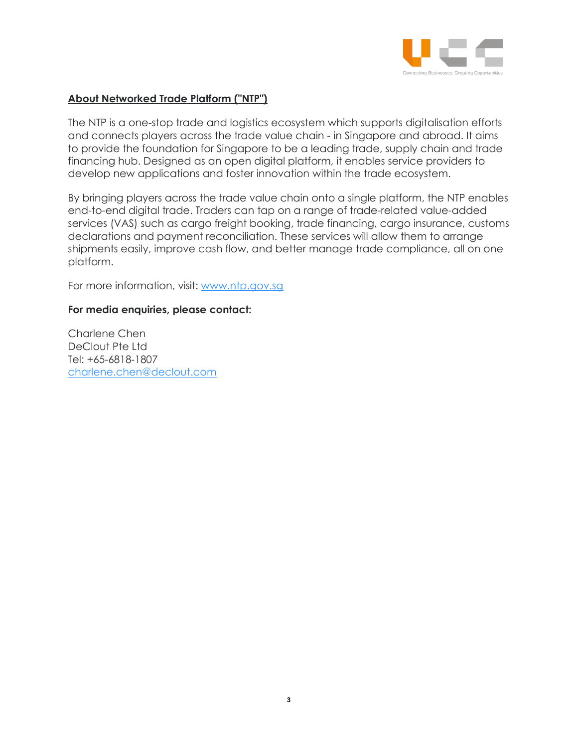## About Networked Trade Platform ("NTP")

The NTP is a one-stop trade and logistics ecosystem which supports digitalisation efforts and connects players across the trade value chain - in Singapore and abroad. It aims to provide the foundation for Singapore to be a leading trade, supply chain and trade financing hub. Designed as an open digital platform, it enables service providers to develop new applications and foster innovation within the trade ecosystem.

By bringing players across the trade value chain onto a single platform, the NTP enables end-to-end digital trade. Traders can tap on a range of trade-related value-added services (VAS) such as cargo freight booking, trade financing, cargo insurance, customs declarations and payment reconciliation. These services will allow them to arrange shipments easily, improve cash flow, and better manage trade compliance, all on one platform.

For more information, visit: www.ntp.gov.sg

**For media enquiries, please contact:**

Charlene Chen
DeClout Pte Ltd
Tel: +65-6818-1807
charlene.chen@declout.com